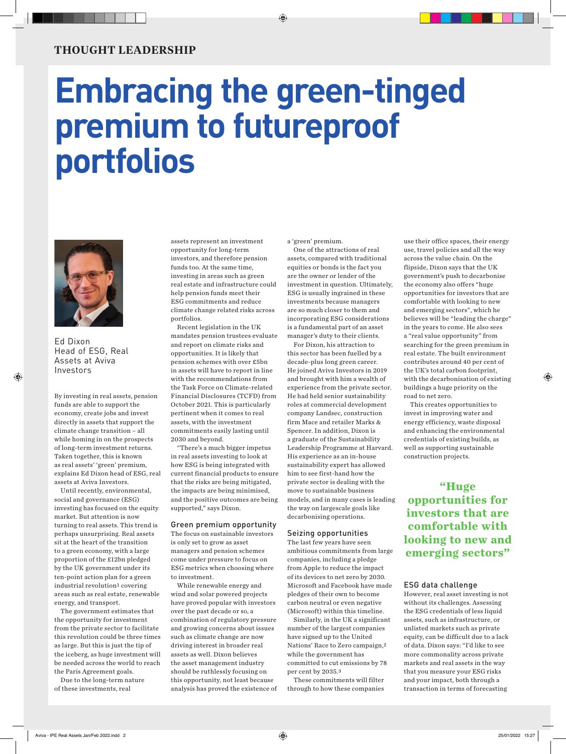THOUGHT LEADERSHIP

# Embracing the green-tinged premium to futureproof portfolios

Ed Dixon
Head of ESG, Real Assets at Aviva Investors

By investing in real assets, pension funds are able to support the economy, create jobs and invest directly in assets that support the climate change transition – all while homing in on the prospects of long-term investment returns. Taken together, this is known as real assets' 'green' premium, explains Ed Dixon head of ESG, real assets at Aviva Investors.

Until recently, environmental, social and governance (ESG) investing has focused on the equity market. But attention is now turning to real assets. This trend is perhaps unsurprising. Real assets sit at the heart of the transition to a green economy, with a large proportion of the £12bn pledged by the UK government under its ten-point action plan for a green industrial revolution[1] covering areas such as real estate, renewable energy, and transport.

The government estimates that the opportunity for investment from the private sector to facilitate this revolution could be three times as large. But this is just the tip of the iceberg, as huge investment will be needed across the world to reach the Paris Agreement goals.

Due to the long-term nature of these investments, real assets represent an investment opportunity for long-term investors, and therefore pension funds too. At the same time, investing in areas such as green real estate and infrastructure could help pension funds meet their ESG commitments and reduce climate change related risks across portfolios.

Recent legislation in the UK mandates pension trustees evaluate and report on climate risks and opportunities. It is likely that pension schemes with over £5bn in assets will have to report in line with the recommendations from the Task Force on Climate-related Financial Disclosures (TCFD) from October 2021. This is particularly pertinent when it comes to real assets, with the investment commitments easily lasting until 2030 and beyond.

"There's a much bigger impetus in real assets investing to look at how ESG is being integrated with current financial products to ensure that the risks are being mitigated, the impacts are being minimised, and the positive outcomes are being supported," says Dixon.

## Green premium opportunity

The focus on sustainable investors is only set to grow as asset managers and pension schemes come under pressure to focus on ESG metrics when choosing where to investment.

While renewable energy and wind and solar powered projects have proved popular with investors over the past decade or so, a combination of regulatory pressure and growing concerns about issues such as climate change are now driving interest in broader real assets as well. Dixon believes the asset management industry should be ruthlessly focusing on this opportunity, not least because analysis has proved the existence of a 'green' premium.

One of the attractions of real assets, compared with traditional equities or bonds is the fact you are the owner or lender of the investment in question. Ultimately, ESG is usually ingrained in these investments because managers are so much closer to them and incorporating ESG considerations is a fundamental part of an asset manager's duty to their clients.

For Dixon, his attraction to this sector has been fuelled by a decade-plus long green career. He joined Aviva Investors in 2019 and brought with him a wealth of experience from the private sector. He had held senior sustainability roles at commercial development company Landsec, construction firm Mace and retailer Marks & Spencer. In addition, Dixon is a graduate of the Sustainability Leadership Programme at Harvard. His experience as an in-house sustainability expert has allowed him to see first-hand how the private sector is dealing with the move to sustainable business models, and in many cases is leading the way on largescale goals like decarbonising operations.

## Seizing opportunities

The last few years have seen ambitious commitments from large companies, including a pledge from Apple to reduce the impact of its devices to net zero by 2030. Microsoft and Facebook have made pledges of their own to become carbon neutral or even negative (Microsoft) within this timeline.

Similarly, in the UK a significant number of the largest companies have signed up to the United Nations' Race to Zero campaign,[2] while the government has committed to cut emissions by 78 per cent by 2035.[3]

These commitments will filter through to how these companies use their office spaces, their energy use, travel policies and all the way across the value chain. On the flipside, Dixon says that the UK government's push to decarbonise the economy also offers "huge opportunities for investors that are comfortable with looking to new and emerging sectors", which he believes will be "leading the charge" in the years to come. He also sees a "real value opportunity" from searching for the green premium in real estate. The built environment contributes around 40 per cent of the UK's total carbon footprint, with the decarbonisation of existing buildings a huge priority on the road to net zero.

This creates opportunities to invest in improving water and energy efficiency, waste disposal and enhancing the environmental credentials of existing builds, as well as supporting sustainable construction projects.

> **"Huge opportunities for investors that are comfortable with looking to new and emerging sectors"**

## ESG data challenge

However, real asset investing is not without its challenges. Assessing the ESG credentials of less liquid assets, such as infrastructure, or unlisted markets such as private equity, can be difficult due to a lack of data. Dixon says: "I'd like to see more commonality across private markets and real assets in the way that you measure your ESG risks and your impact, both through a transaction in terms of forecasting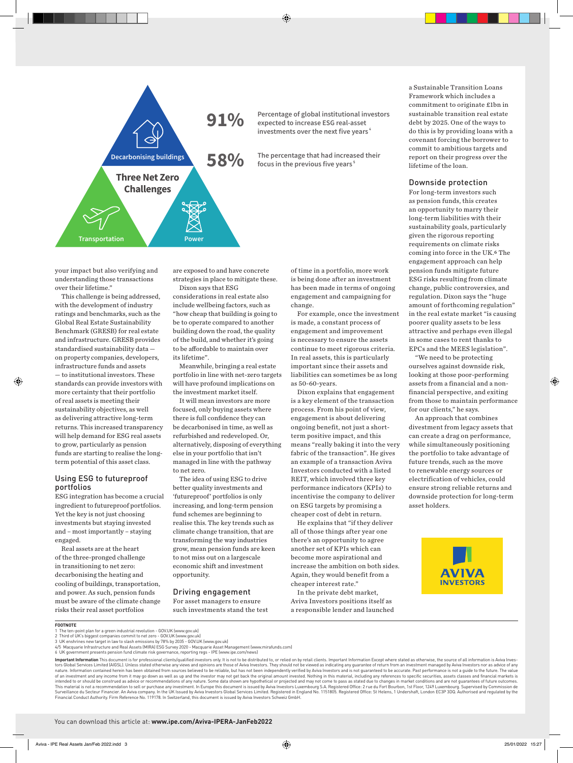Decarbonising buildings

Three Net Zero Challenges

Transportation

Power

**91%** Percentage of global institutional investors expected to increase ESG real-asset investments over the next five years[4]

**58%** The percentage that had increased their focus in the previous five years[5]

your impact but also verifying and understanding those transactions over their lifetime."

This challenge is being addressed, with the development of industry ratings and benchmarks, such as the Global Real Estate Sustainability Benchmark (GRESB) for real estate and infrastructure. GRESB provides standardised sustainability data — on property companies, developers, infrastructure funds and assets — to institutional investors. These standards can provide investors with more certainty that their portfolio of real assets is meeting their sustainability objectives, as well as delivering attractive long-term returns. This increased transparency will help demand for ESG real assets to grow, particularly as pension funds are starting to realise the long-term potential of this asset class.

### Using ESG to futureproof portfolios

ESG integration has become a crucial ingredient to futureproof portfolios. Yet the key is not just choosing investments but staying invested and – most importantly – staying engaged.

Real assets are at the heart of the three-pronged challenge in transitioning to net zero: decarbonising the heating and cooling of buildings, transportation, and power. As such, pension funds must be aware of the climate change risks their real asset portfolios are exposed to and have concrete strategies in place to mitigate these.

Dixon says that ESG considerations in real estate also include wellbeing factors, such as "how cheap that building is going to be to operate compared to another building down the road, the quality of the build, and whether it's going to be affordable to maintain over its lifetime".

Meanwhile, bringing a real estate portfolio in line with net-zero targets will have profound implications on the investment market itself.

It will mean investors are more focused, only buying assets where there is full confidence they can be decarbonised in time, as well as refurbished and redeveloped. Or, alternatively, disposing of everything else in your portfolio that isn't managed in line with the pathway to net zero.

The idea of using ESG to drive better quality investments and 'futureproof' portfolios is only increasing, and long-term pension fund schemes are beginning to realise this. The key trends such as climate change transition, that are transforming the way industries grow, mean pension funds are keen to not miss out on a largescale economic shift and investment opportunity.

### Driving engagement

For asset managers to ensure such investments stand the test of time in a portfolio, more work is being done after an investment has been made in terms of ongoing engagement and campaigning for change.

For example, once the investment is made, a constant process of engagement and improvement is necessary to ensure the assets continue to meet rigorous criteria. In real assets, this is particularly important since their assets and liabilities can sometimes be as long as 50-60-years.

Dixon explains that engagement is a key element of the transaction process. From his point of view, engagement is about delivering ongoing benefit, not just a short-term positive impact, and this means "really baking it into the very fabric of the transaction". He gives an example of a transaction Aviva Investors conducted with a listed REIT, which involved three key performance indicators (KPIs) to incentivise the company to deliver on ESG targets by promising a cheaper cost of debt in return.

He explains that "if they deliver all of those things after year one there's an opportunity to agree another set of KPIs which can become more aspirational and increase the ambition on both sides. Again, they would benefit from a cheaper interest rate."

In the private debt market, Aviva Investors positions itself as a responsible lender and launched a Sustainable Transition Loans Framework which includes a commitment to originate £1bn in sustainable transition real estate debt by 2025. One of the ways to do this is by providing loans with a covenant forcing the borrower to commit to ambitious targets and report on their progress over the lifetime of the loan.

### Downside protection

For long-term investors such as pension funds, this creates an opportunity to marry their long-term liabilities with their sustainability goals, particularly given the rigorous reporting requirements on climate risks coming into force in the UK.[6] The engagement approach can help pension funds mitigate future ESG risks resulting from climate change, public controversies, and regulation. Dixon says the "huge amount of forthcoming regulation" in the real estate market "is causing poorer quality assets to be less attractive and perhaps even illegal in some cases to rent thanks to EPCs and the MEES legislation".

"We need to be protecting ourselves against downside risk, looking at those poor-performing assets from a financial and a non-financial perspective, and exiting from those to maintain performance for our clients," he says.

An approach that combines divestment from legacy assets that can create a drag on performance, while simultaneously positioning the portfolio to take advantage of future trends, such as the move to renewable energy sources or electrification of vehicles, could ensure strong reliable returns and downside protection for long-term asset holders.

AVIVA INVESTORS

**FOOTNOTE**

1 The ten-point plan for a green industrial revolution - GOV.UK (www.gov.uk)
2 Third of UK's biggest companies commit to net zero - GOV.UK (www.gov.uk)
3 UK enshrines new target in law to slash emissions by 78% by 2035 - GOV.UK (www.gov.uk)
4/5 Macquarie Infrastructure and Real Assets (MIRA) ESG Survey 2020 - Macquarie Asset Management (www.mirafunds.com)
6 UK government presents pension fund climate risk governance, reporting regs - IPE (www.ipe.com/news)

**Important Information** This document is for professional clients/qualified investors only. It is not to be distributed to, or relied on by retail clients. Important Information Except where stated as otherwise, the source of all information is Aviva Investors Global Services Limited (AIGSL). Unless stated otherwise any views and opinions are those of Aviva Investors. They should not be viewed as indicating any guarantee of return from an investment managed by Aviva Investors nor as advice of any nature. Information contained herein has been obtained from sources believed to be reliable, but has not been independently verified by Aviva Investors and is not guaranteed to be accurate. Past performance is not a guide to the future. The value of an investment and any income from it may go down as well as up and the investor may not get back the original amount invested. Nothing in this material, including any references to specific securities, assets classes and financial markets is intended to or should be construed as advice or recommendations of any nature. Some data shown are hypothetical or projected and may not come to pass as stated due to changes in market conditions and are not guarantees of future outcomes. This material is not a recommendation to sell or purchase any investment. In Europe this document is issued by Aviva Investors Luxembourg S.A. Registered Office: 2 rue du Fort Bourbon, 1st Floor, 1249 Luxembourg. Supervised by Commission de Surveillance du Secteur Financier. An Aviva company. In the UK Issued by Aviva Investors Global Services Limited. Registered in England No. 1151805. Registered Office: St Helens, 1 Undershaft, London EC3P 3DQ. Authorised and regulated by the Financial Conduct Authority. Firm Reference No. 119178. In Switzerland, this document is issued by Aviva Investors Schweiz GmbH.

You can download this article at: **www.ipe.com/Aviva-IPERA-JanFeb2022**